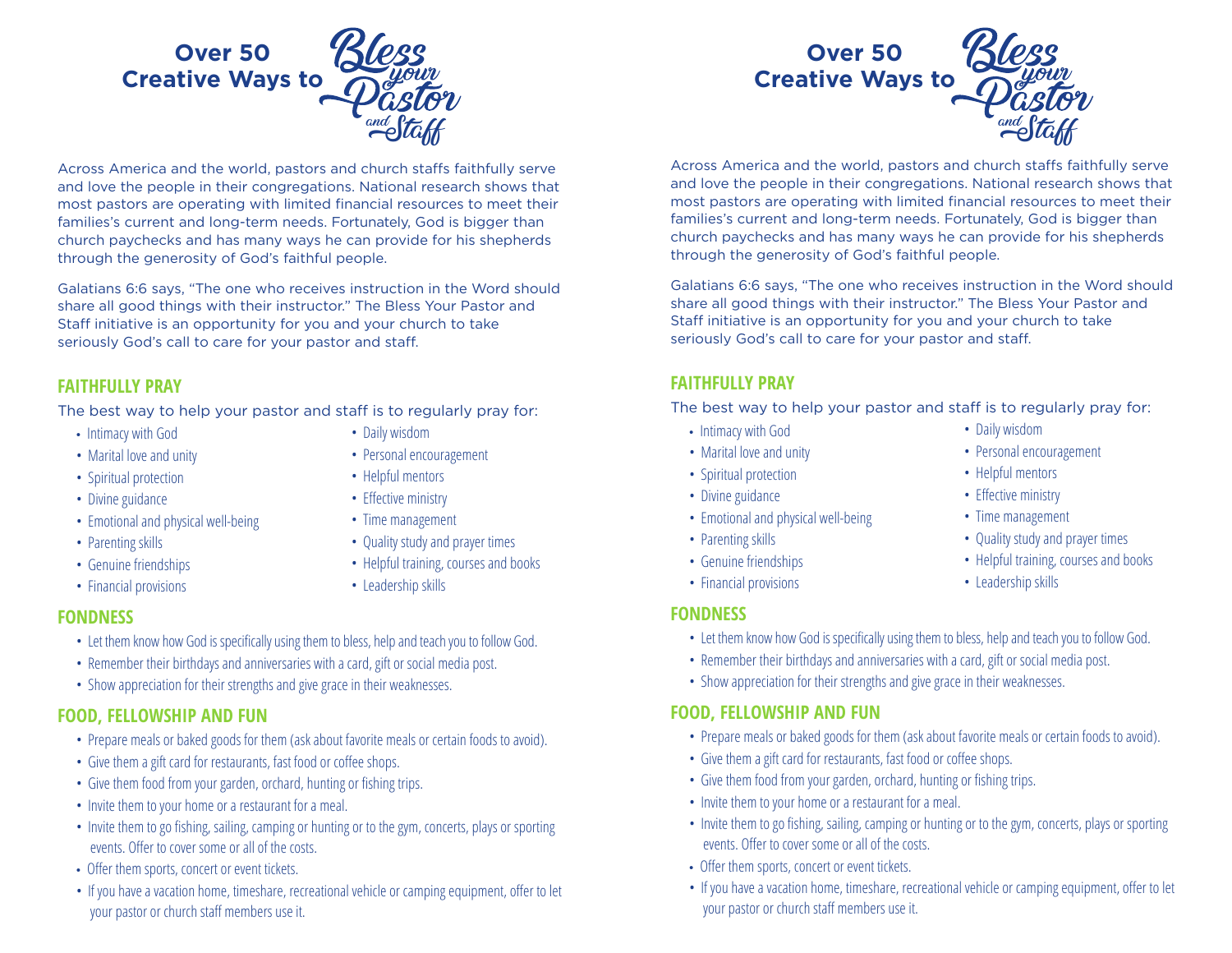# Over 50 Creative Ways to Bless your Pastor and Staff

Across America and the world, pastors and church staffs faithfully serve and love the people in their congregations. National research shows that most pastors are operating with limited financial resources to meet their families's current and long-term needs. Fortunately, God is bigger than church paychecks and has many ways he can provide for his shepherds through the generosity of God's faithful people.

Galatians 6:6 says, "The one who receives instruction in the Word should share all good things with their instructor." The Bless Your Pastor and Staff initiative is an opportunity for you and your church to take seriously God's call to care for your pastor and staff.

## FAITHFULLY PRAY

The best way to help your pastor and staff is to regularly pray for:

- Intimacy with God
- Marital love and unity
- Spiritual protection
- Divine guidance
- Emotional and physical well-being
- Parenting skills
- Genuine friendships
- Financial provisions
- Daily wisdom
- Personal encouragement
- Helpful mentors
- Effective ministry
- Time management
- Quality study and prayer times
- Helpful training, courses and books
- Leadership skills

## FONDNESS

- Let them know how God is specifically using them to bless, help and teach you to follow God.
- Remember their birthdays and anniversaries with a card, gift or social media post.
- Show appreciation for their strengths and give grace in their weaknesses.

## FOOD, FELLOWSHIP AND FUN

- Prepare meals or baked goods for them (ask about favorite meals or certain foods to avoid).
- Give them a gift card for restaurants, fast food or coffee shops.
- Give them food from your garden, orchard, hunting or fishing trips.
- Invite them to your home or a restaurant for a meal.
- Invite them to go fishing, sailing, camping or hunting or to the gym, concerts, plays or sporting events. Offer to cover some or all of the costs.
- Offer them sports, concert or event tickets.
- If you have a vacation home, timeshare, recreational vehicle or camping equipment, offer to let your pastor or church staff members use it.

# Over 50 Creative Ways to Bless your Pastor and Staff

Across America and the world, pastors and church staffs faithfully serve and love the people in their congregations. National research shows that most pastors are operating with limited financial resources to meet their families's current and long-term needs. Fortunately, God is bigger than church paychecks and has many ways he can provide for his shepherds through the generosity of God's faithful people.

Galatians 6:6 says, "The one who receives instruction in the Word should share all good things with their instructor." The Bless Your Pastor and Staff initiative is an opportunity for you and your church to take seriously God's call to care for your pastor and staff.

## FAITHFULLY PRAY

The best way to help your pastor and staff is to regularly pray for:

- Intimacy with God
- Marital love and unity
- Spiritual protection
- Divine guidance
- Emotional and physical well-being
- Parenting skills
- Genuine friendships
- Financial provisions
- Daily wisdom
- Personal encouragement
- Helpful mentors
- Effective ministry
- Time management
- Quality study and prayer times
- Helpful training, courses and books
- Leadership skills

## FONDNESS

- Let them know how God is specifically using them to bless, help and teach you to follow God.
- Remember their birthdays and anniversaries with a card, gift or social media post.
- Show appreciation for their strengths and give grace in their weaknesses.

## FOOD, FELLOWSHIP AND FUN

- Prepare meals or baked goods for them (ask about favorite meals or certain foods to avoid).
- Give them a gift card for restaurants, fast food or coffee shops.
- Give them food from your garden, orchard, hunting or fishing trips.
- Invite them to your home or a restaurant for a meal.
- Invite them to go fishing, sailing, camping or hunting or to the gym, concerts, plays or sporting events. Offer to cover some or all of the costs.
- Offer them sports, concert or event tickets.
- If you have a vacation home, timeshare, recreational vehicle or camping equipment, offer to let your pastor or church staff members use it.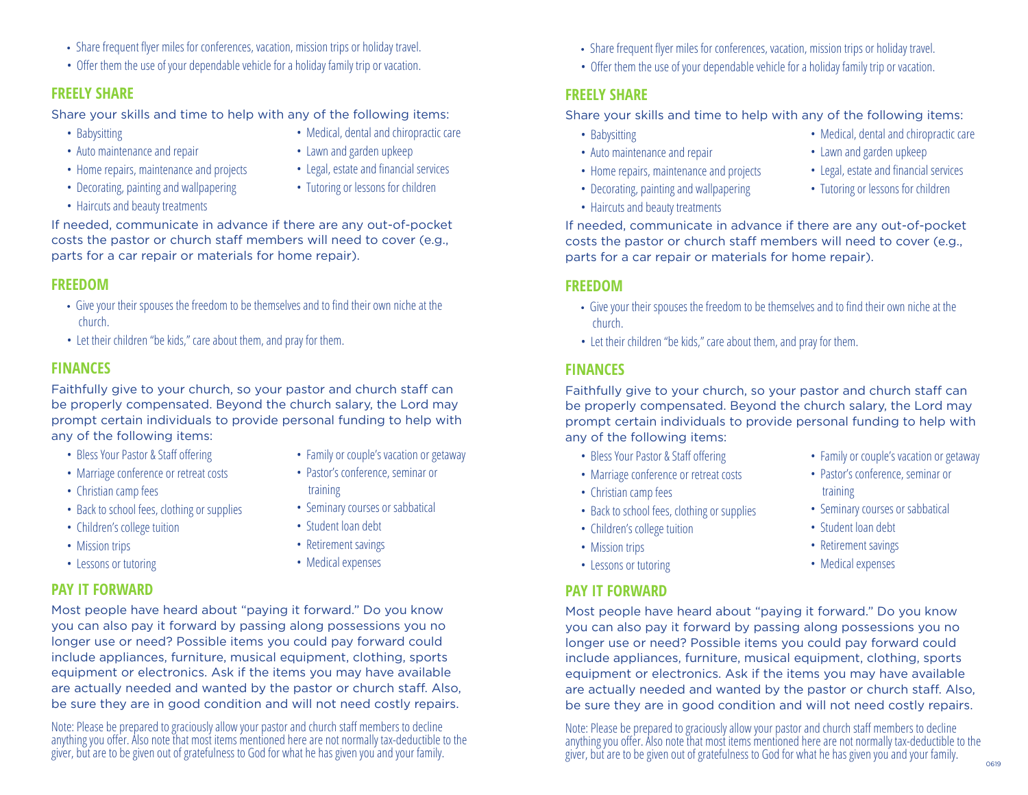- Share frequent flyer miles for conferences, vacation, mission trips or holiday travel.
- Offer them the use of your dependable vehicle for a holiday family trip or vacation.

## FREELY SHARE

Share your skills and time to help with any of the following items:

- Babysitting
- Auto maintenance and repair
- Home repairs, maintenance and projects
- Decorating, painting and wallpapering
- Haircuts and beauty treatments
- Medical, dental and chiropractic care
- Lawn and garden upkeep
- Legal, estate and financial services
- Tutoring or lessons for children

If needed, communicate in advance if there are any out-of-pocket costs the pastor or church staff members will need to cover (e.g., parts for a car repair or materials for home repair).

## FREEDOM

- Give your their spouses the freedom to be themselves and to find their own niche at the church.
- Let their children "be kids," care about them, and pray for them.

## FINANCES

Faithfully give to your church, so your pastor and church staff can be properly compensated. Beyond the church salary, the Lord may prompt certain individuals to provide personal funding to help with any of the following items:

- Bless Your Pastor & Staff offering
- Marriage conference or retreat costs
- Christian camp fees
- Back to school fees, clothing or supplies
- Children's college tuition
- Mission trips
- Lessons or tutoring
- Family or couple's vacation or getaway
- Pastor's conference, seminar or training
- Seminary courses or sabbatical
- Student loan debt
- Retirement savings
- Medical expenses

## PAY IT FORWARD

Most people have heard about "paying it forward." Do you know you can also pay it forward by passing along possessions you no longer use or need? Possible items you could pay forward could include appliances, furniture, musical equipment, clothing, sports equipment or electronics. Ask if the items you may have available are actually needed and wanted by the pastor or church staff. Also, be sure they are in good condition and will not need costly repairs.

Note: Please be prepared to graciously allow your pastor and church staff members to decline anything you offer. Also note that most items mentioned here are not normally tax-deductible to the giver, but are to be given out of gratefulness to God for what he has given you and your family.

- Share frequent flyer miles for conferences, vacation, mission trips or holiday travel.
- Offer them the use of your dependable vehicle for a holiday family trip or vacation.

## FREELY SHARE

Share your skills and time to help with any of the following items:

- Babysitting
- Auto maintenance and repair
- Home repairs, maintenance and projects
- Decorating, painting and wallpapering
- Haircuts and beauty treatments
- Medical, dental and chiropractic care
- Lawn and garden upkeep
- Legal, estate and financial services
- Tutoring or lessons for children

If needed, communicate in advance if there are any out-of-pocket costs the pastor or church staff members will need to cover (e.g., parts for a car repair or materials for home repair).

## FREEDOM

- Give your their spouses the freedom to be themselves and to find their own niche at the church.
- Let their children "be kids," care about them, and pray for them.

## FINANCES

Faithfully give to your church, so your pastor and church staff can be properly compensated. Beyond the church salary, the Lord may prompt certain individuals to provide personal funding to help with any of the following items:

- Bless Your Pastor & Staff offering
- Marriage conference or retreat costs
- Christian camp fees
- Back to school fees, clothing or supplies
- Children's college tuition
- Mission trips
- Lessons or tutoring
- Family or couple's vacation or getaway
- Pastor's conference, seminar or training
- Seminary courses or sabbatical
- Student loan debt
- Retirement savings
- Medical expenses

## PAY IT FORWARD

Most people have heard about "paying it forward." Do you know you can also pay it forward by passing along possessions you no longer use or need? Possible items you could pay forward could include appliances, furniture, musical equipment, clothing, sports equipment or electronics. Ask if the items you may have available are actually needed and wanted by the pastor or church staff. Also, be sure they are in good condition and will not need costly repairs.

Note: Please be prepared to graciously allow your pastor and church staff members to decline anything you offer. Also note that most items mentioned here are not normally tax-deductible to the giver, but are to be given out of gratefulness to God for what he has given you and your family.